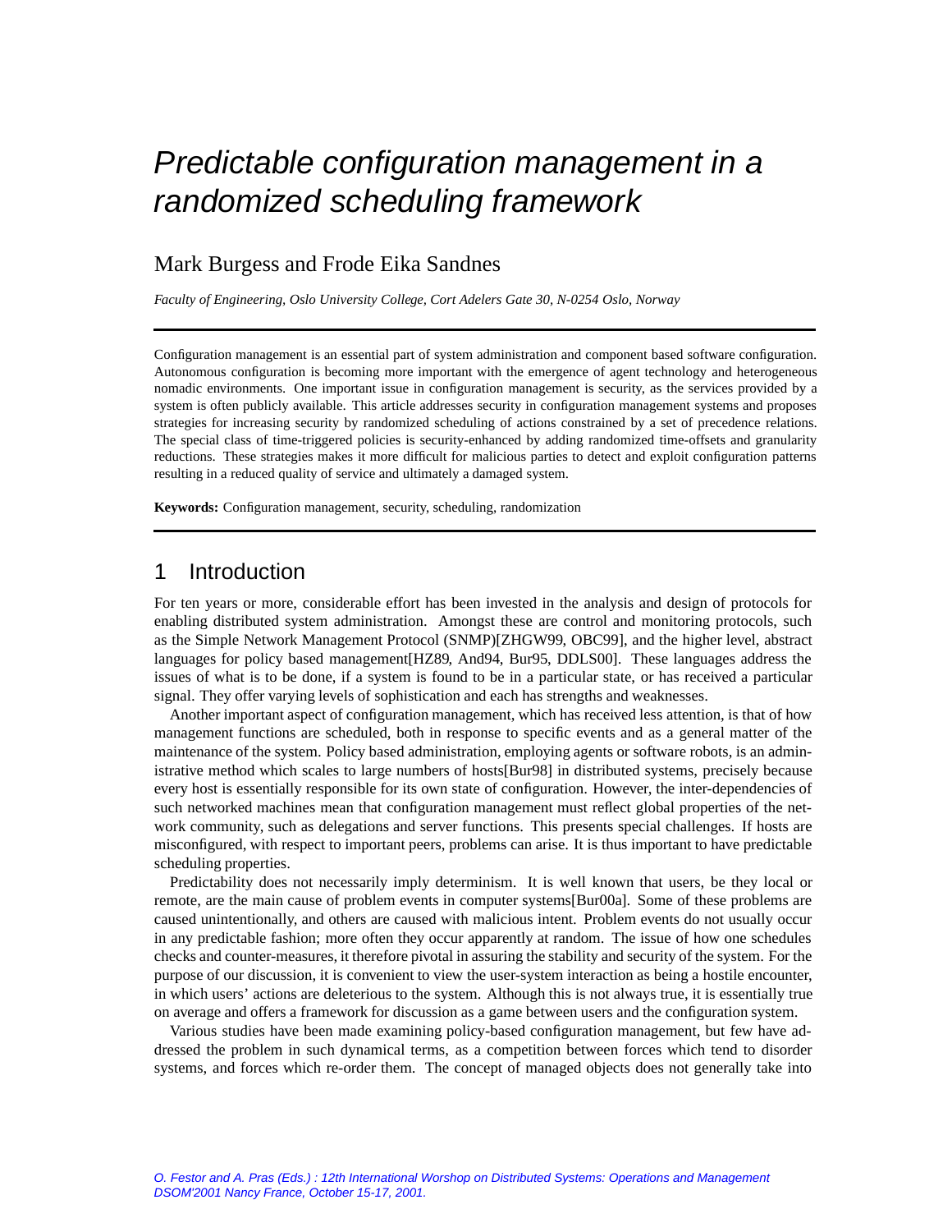# Predictable configuration management in a randomized scheduling framework

Mark Burgess and Frode Eika Sandnes

*Faculty of Engineering, Oslo University College, Cort Adelers Gate 30, N-0254 Oslo, Norway*

---

Configuration management is an essential part of system administration and component based software configuration. Autonomous configuration is becoming more important with the emergence of agent technology and heterogeneous nomadic environments. One important issue in configuration management is security, as the services provided by a system is often publicly available. This article addresses security in configuration management systems and proposes strategies for increasing security by randomized scheduling of actions constrained by a set of precedence relations. The special class of time-triggered policies is security-enhanced by adding randomized time-offsets and granularity reductions. These strategies makes it more difficult for malicious parties to detect and exploit configuration patterns resulting in a reduced quality of service and ultimately a damaged system.

**Keywords:** Configuration management, security, scheduling, randomization

---

## 1 Introduction

For ten years or more, considerable effort has been invested in the analysis and design of protocols for enabling distributed system administration. Amongst these are control and monitoring protocols, such as the Simple Network Management Protocol (SNMP)[ZHGW99, OBC99], and the higher level, abstract languages for policy based management[HZ89, And94, Bur95, DDLS00]. These languages address the issues of what is to be done, if a system is found to be in a particular state, or has received a particular signal. They offer varying levels of sophistication and each has strengths and weaknesses.

Another important aspect of configuration management, which has received less attention, is that of how management functions are scheduled, both in response to specific events and as a general matter of the maintenance of the system. Policy based administration, employing agents or software robots, is an administrative method which scales to large numbers of hosts[Bur98] in distributed systems, precisely because every host is essentially responsible for its own state of configuration. However, the inter-dependencies of such networked machines mean that configuration management must reflect global properties of the network community, such as delegations and server functions. This presents special challenges. If hosts are misconfigured, with respect to important peers, problems can arise. It is thus important to have predictable scheduling properties.

Predictability does not necessarily imply determinism. It is well known that users, be they local or remote, are the main cause of problem events in computer systems[Bur00a]. Some of these problems are caused unintentionally, and others are caused with malicious intent. Problem events do not usually occur in any predictable fashion; more often they occur apparently at random. The issue of how one schedules checks and counter-measures, it therefore pivotal in assuring the stability and security of the system. For the purpose of our discussion, it is convenient to view the user-system interaction as being a hostile encounter, in which users' actions are deleterious to the system. Although this is not always true, it is essentially true on average and offers a framework for discussion as a game between users and the configuration system.

Various studies have been made examining policy-based configuration management, but few have addressed the problem in such dynamical terms, as a competition between forces which tend to disorder systems, and forces which re-order them. The concept of managed objects does not generally take into

*O. Festor and A. Pras (Eds.) : 12th International Worshop on Distributed Systems: Operations and Management DSOM'2001 Nancy France, October 15-17, 2001.*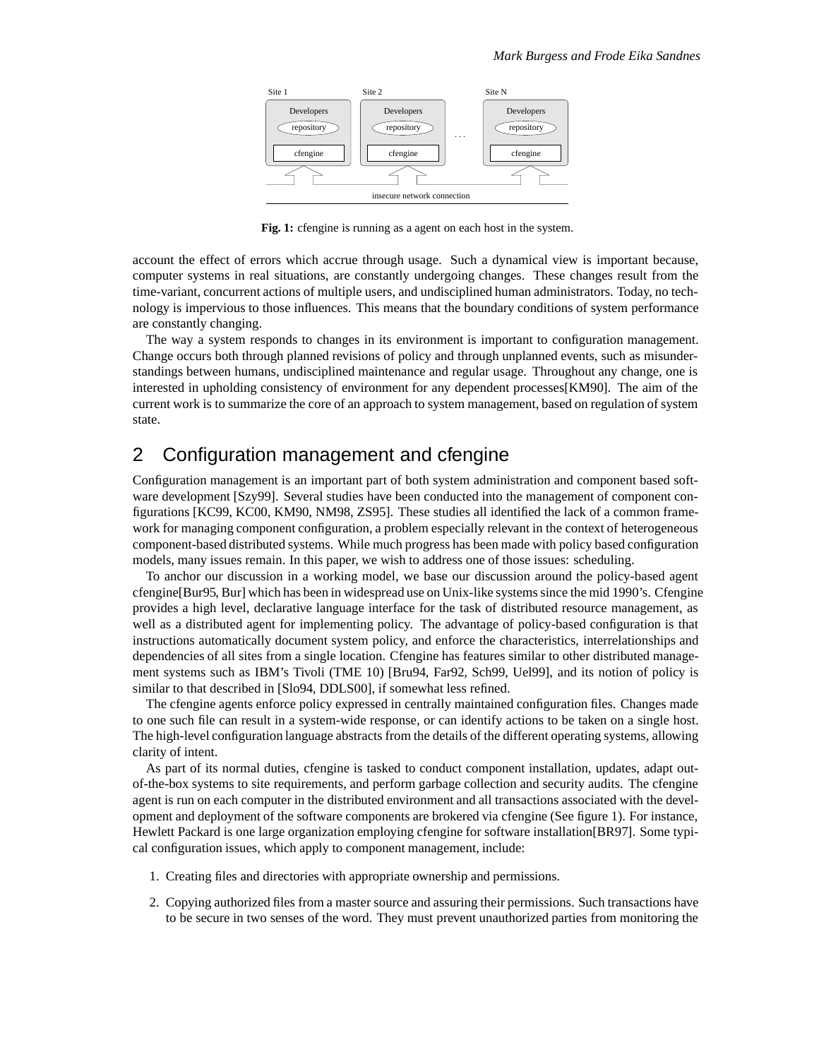Site 1 Site 2 Site N

Developers Developers Developers

repository repository repository

cfengine cfengine cfengine

insecure network connection

**Fig. 1:** cfengine is running as a agent on each host in the system.

account the effect of errors which accrue through usage. Such a dynamical view is important because, computer systems in real situations, are constantly undergoing changes. These changes result from the time-variant, concurrent actions of multiple users, and undisciplined human administrators. Today, no technology is impervious to those influences. This means that the boundary conditions of system performance are constantly changing.

The way a system responds to changes in its environment is important to configuration management. Change occurs both through planned revisions of policy and through unplanned events, such as misunderstandings between humans, undisciplined maintenance and regular usage. Throughout any change, one is interested in upholding consistency of environment for any dependent processes[KM90]. The aim of the current work is to summarize the core of an approach to system management, based on regulation of system state.

## 2 Configuration management and cfengine

Configuration management is an important part of both system administration and component based software development [Szy99]. Several studies have been conducted into the management of component configurations [KC99, KC00, KM90, NM98, ZS95]. These studies all identified the lack of a common framework for managing component configuration, a problem especially relevant in the context of heterogeneous component-based distributed systems. While much progress has been made with policy based configuration models, many issues remain. In this paper, we wish to address one of those issues: scheduling.

To anchor our discussion in a working model, we base our discussion around the policy-based agent cfengine[Bur95, Bur] which has been in widespread use on Unix-like systems since the mid 1990's. Cfengine provides a high level, declarative language interface for the task of distributed resource management, as well as a distributed agent for implementing policy. The advantage of policy-based configuration is that instructions automatically document system policy, and enforce the characteristics, interrelationships and dependencies of all sites from a single location. Cfengine has features similar to other distributed management systems such as IBM's Tivoli (TME 10) [Bru94, Far92, Sch99, Uel99], and its notion of policy is similar to that described in [Slo94, DDLS00], if somewhat less refined.

The cfengine agents enforce policy expressed in centrally maintained configuration files. Changes made to one such file can result in a system-wide response, or can identify actions to be taken on a single host. The high-level configuration language abstracts from the details of the different operating systems, allowing clarity of intent.

As part of its normal duties, cfengine is tasked to conduct component installation, updates, adapt out-of-the-box systems to site requirements, and perform garbage collection and security audits. The cfengine agent is run on each computer in the distributed environment and all transactions associated with the development and deployment of the software components are brokered via cfengine (See figure 1). For instance, Hewlett Packard is one large organization employing cfengine for software installation[BR97]. Some typical configuration issues, which apply to component management, include:

1. Creating files and directories with appropriate ownership and permissions.
2. Copying authorized files from a master source and assuring their permissions. Such transactions have to be secure in two senses of the word. They must prevent unauthorized parties from monitoring the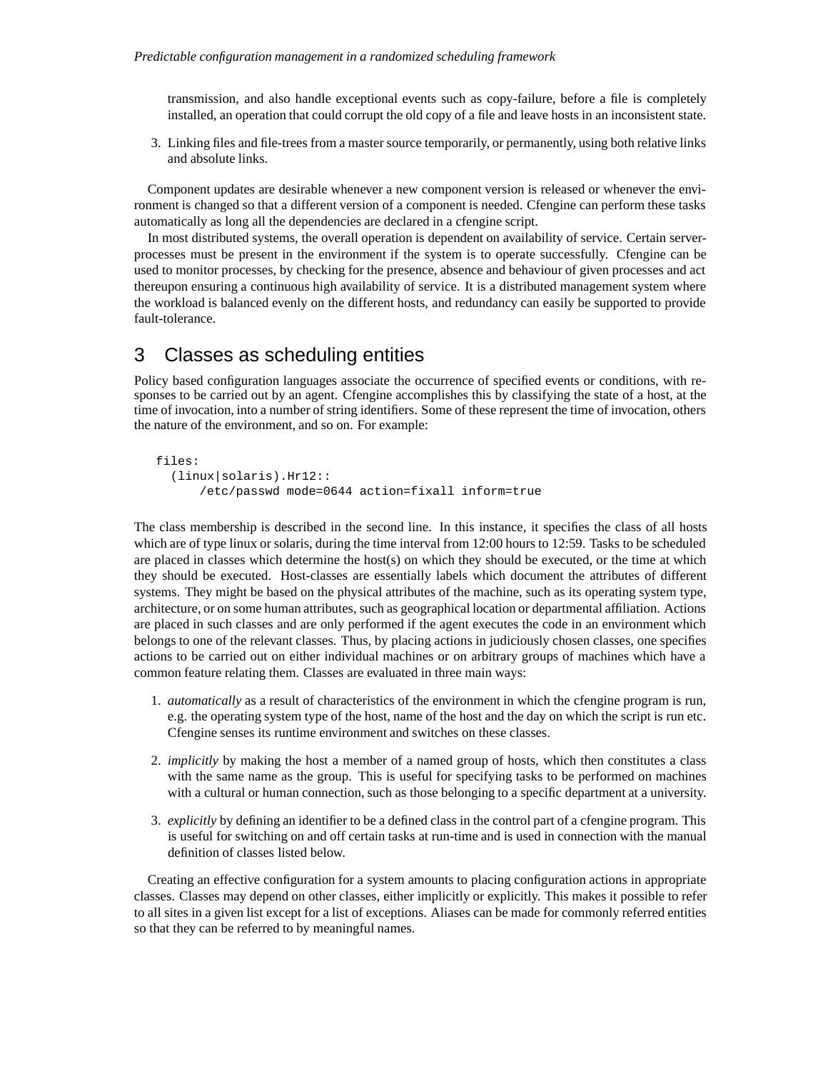transmission, and also handle exceptional events such as copy-failure, before a file is completely installed, an operation that could corrupt the old copy of a file and leave hosts in an inconsistent state.

3. Linking files and file-trees from a master source temporarily, or permanently, using both relative links and absolute links.

Component updates are desirable whenever a new component version is released or whenever the environment is changed so that a different version of a component is needed. Cfengine can perform these tasks automatically as long all the dependencies are declared in a cfengine script.

In most distributed systems, the overall operation is dependent on availability of service. Certain server-processes must be present in the environment if the system is to operate successfully. Cfengine can be used to monitor processes, by checking for the presence, absence and behaviour of given processes and act thereupon ensuring a continuous high availability of service. It is a distributed management system where the workload is balanced evenly on the different hosts, and redundancy can easily be supported to provide fault-tolerance.

# 3 Classes as scheduling entities

Policy based configuration languages associate the occurrence of specified events or conditions, with responses to be carried out by an agent. Cfengine accomplishes this by classifying the state of a host, at the time of invocation, into a number of string identifiers. Some of these represent the time of invocation, others the nature of the environment, and so on. For example:

```
files:
  (linux|solaris).Hr12::
      /etc/passwd mode=0644 action=fixall inform=true
```

The class membership is described in the second line. In this instance, it specifies the class of all hosts which are of type linux or solaris, during the time interval from 12:00 hours to 12:59. Tasks to be scheduled are placed in classes which determine the host(s) on which they should be executed, or the time at which they should be executed. Host-classes are essentially labels which document the attributes of different systems. They might be based on the physical attributes of the machine, such as its operating system type, architecture, or on some human attributes, such as geographical location or departmental affiliation. Actions are placed in such classes and are only performed if the agent executes the code in an environment which belongs to one of the relevant classes. Thus, by placing actions in judiciously chosen classes, one specifies actions to be carried out on either individual machines or on arbitrary groups of machines which have a common feature relating them. Classes are evaluated in three main ways:

1. *automatically* as a result of characteristics of the environment in which the cfengine program is run, e.g. the operating system type of the host, name of the host and the day on which the script is run etc. Cfengine senses its runtime environment and switches on these classes.

2. *implicitly* by making the host a member of a named group of hosts, which then constitutes a class with the same name as the group. This is useful for specifying tasks to be performed on machines with a cultural or human connection, such as those belonging to a specific department at a university.

3. *explicitly* by defining an identifier to be a defined class in the control part of a cfengine program. This is useful for switching on and off certain tasks at run-time and is used in connection with the manual definition of classes listed below.

Creating an effective configuration for a system amounts to placing configuration actions in appropriate classes. Classes may depend on other classes, either implicitly or explicitly. This makes it possible to refer to all sites in a given list except for a list of exceptions. Aliases can be made for commonly referred entities so that they can be referred to by meaningful names.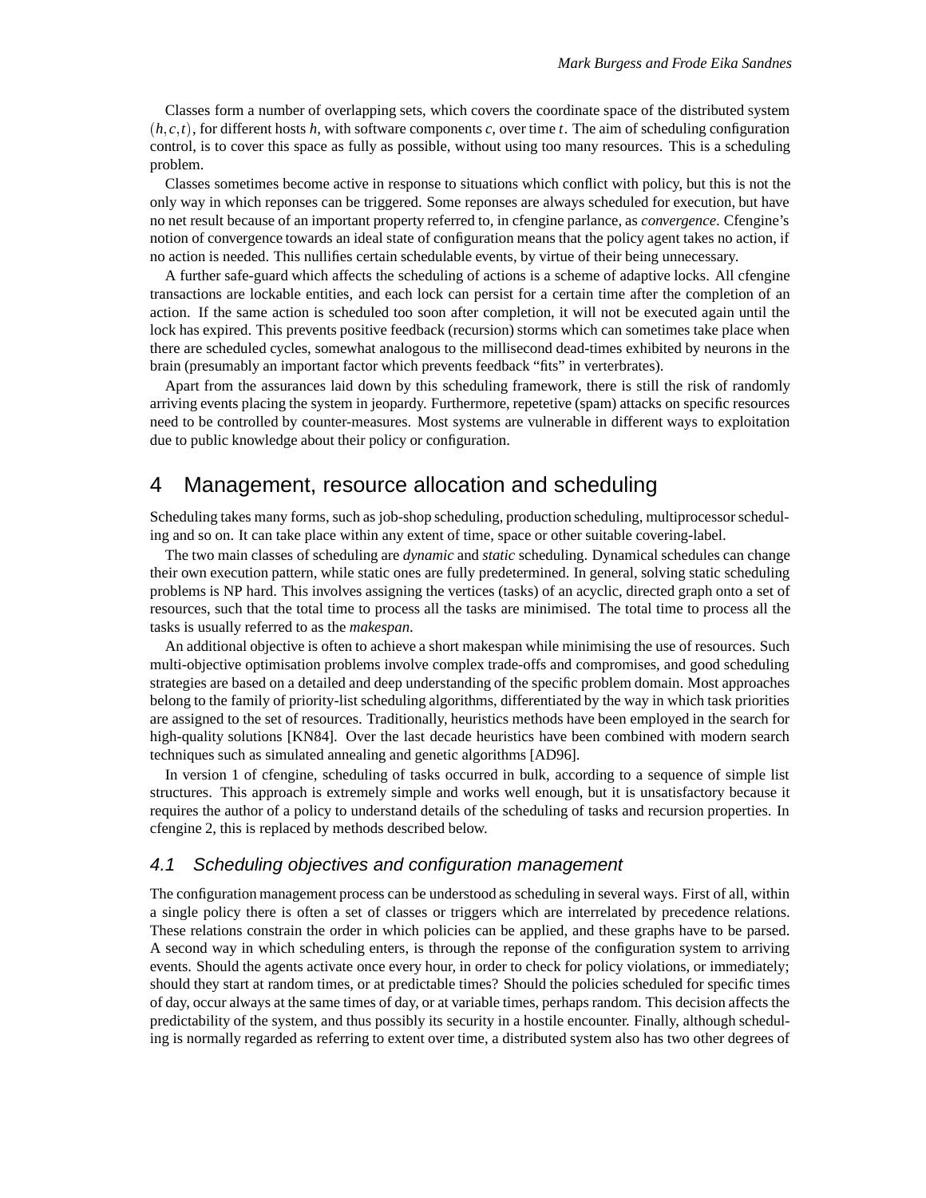Classes form a number of overlapping sets, which covers the coordinate space of the distributed system $(h,c,t)$, for different hosts $h$, with software components $c$, over time $t$. The aim of scheduling configuration control, is to cover this space as fully as possible, without using too many resources. This is a scheduling problem.

Classes sometimes become active in response to situations which conflict with policy, but this is not the only way in which reponses can be triggered. Some reponses are always scheduled for execution, but have no net result because of an important property referred to, in cfengine parlance, as *convergence*. Cfengine's notion of convergence towards an ideal state of configuration means that the policy agent takes no action, if no action is needed. This nullifies certain schedulable events, by virtue of their being unnecessary.

A further safe-guard which affects the scheduling of actions is a scheme of adaptive locks. All cfengine transactions are lockable entities, and each lock can persist for a certain time after the completion of an action. If the same action is scheduled too soon after completion, it will not be executed again until the lock has expired. This prevents positive feedback (recursion) storms which can sometimes take place when there are scheduled cycles, somewhat analogous to the millisecond dead-times exhibited by neurons in the brain (presumably an important factor which prevents feedback "fits" in verterbrates).

Apart from the assurances laid down by this scheduling framework, there is still the risk of randomly arriving events placing the system in jeopardy. Furthermore, repetetive (spam) attacks on specific resources need to be controlled by counter-measures. Most systems are vulnerable in different ways to exploitation due to public knowledge about their policy or configuration.

# 4 Management, resource allocation and scheduling

Scheduling takes many forms, such as job-shop scheduling, production scheduling, multiprocessor scheduling and so on. It can take place within any extent of time, space or other suitable covering-label.

The two main classes of scheduling are *dynamic* and *static* scheduling. Dynamical schedules can change their own execution pattern, while static ones are fully predetermined. In general, solving static scheduling problems is NP hard. This involves assigning the vertices (tasks) of an acyclic, directed graph onto a set of resources, such that the total time to process all the tasks are minimised. The total time to process all the tasks is usually referred to as the *makespan*.

An additional objective is often to achieve a short makespan while minimising the use of resources. Such multi-objective optimisation problems involve complex trade-offs and compromises, and good scheduling strategies are based on a detailed and deep understanding of the specific problem domain. Most approaches belong to the family of priority-list scheduling algorithms, differentiated by the way in which task priorities are assigned to the set of resources. Traditionally, heuristics methods have been employed in the search for high-quality solutions [KN84]. Over the last decade heuristics have been combined with modern search techniques such as simulated annealing and genetic algorithms [AD96].

In version 1 of cfengine, scheduling of tasks occurred in bulk, according to a sequence of simple list structures. This approach is extremely simple and works well enough, but it is unsatisfactory because it requires the author of a policy to understand details of the scheduling of tasks and recursion properties. In cfengine 2, this is replaced by methods described below.

## 4.1 Scheduling objectives and configuration management

The configuration management process can be understood as scheduling in several ways. First of all, within a single policy there is often a set of classes or triggers which are interrelated by precedence relations. These relations constrain the order in which policies can be applied, and these graphs have to be parsed. A second way in which scheduling enters, is through the reponse of the configuration system to arriving events. Should the agents activate once every hour, in order to check for policy violations, or immediately; should they start at random times, or at predictable times? Should the policies scheduled for specific times of day, occur always at the same times of day, or at variable times, perhaps random. This decision affects the predictability of the system, and thus possibly its security in a hostile encounter. Finally, although scheduling is normally regarded as referring to extent over time, a distributed system also has two other degrees of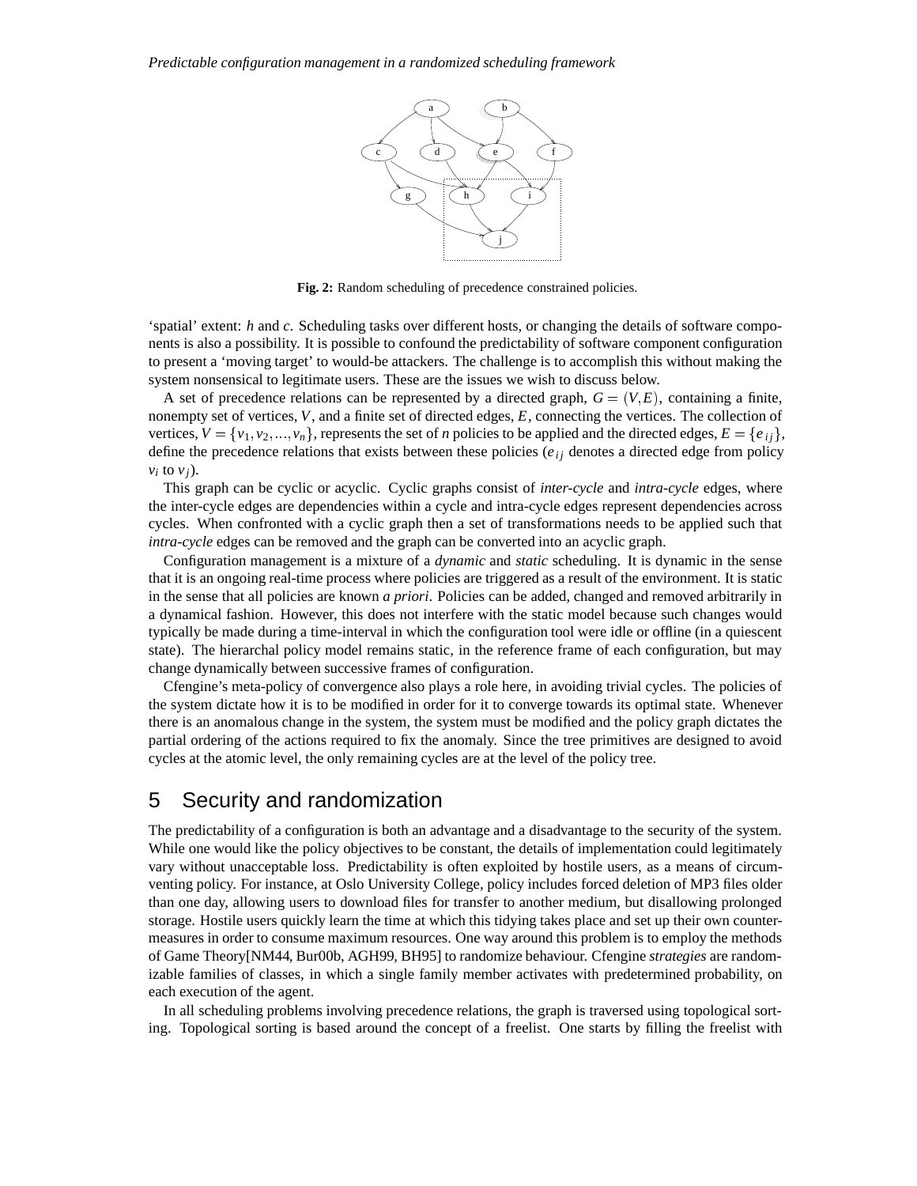Fig. 2: Random scheduling of precedence constrained policies.

'spatial' extent: *h* and *c*. Scheduling tasks over different hosts, or changing the details of software components is also a possibility. It is possible to confound the predictability of software component configuration to present a 'moving target' to would-be attackers. The challenge is to accomplish this without making the system nonsensical to legitimate users. These are the issues we wish to discuss below.

A set of precedence relations can be represented by a directed graph, $G = (V, E)$, containing a finite, nonempty set of vertices, $V$, and a finite set of directed edges, $E$, connecting the vertices. The collection of vertices, $V = \{v_1, v_2, ..., v_n\}$, represents the set of $n$ policies to be applied and the directed edges, $E = \{e_{ij}\}$, define the precedence relations that exists between these policies ($e_{ij}$ denotes a directed edge from policy $v_i$ to $v_j$).

This graph can be cyclic or acyclic. Cyclic graphs consist of *inter-cycle* and *intra-cycle* edges, where the inter-cycle edges are dependencies within a cycle and intra-cycle edges represent dependencies across cycles. When confronted with a cyclic graph then a set of transformations needs to be applied such that *intra-cycle* edges can be removed and the graph can be converted into an acyclic graph.

Configuration management is a mixture of a *dynamic* and *static* scheduling. It is dynamic in the sense that it is an ongoing real-time process where policies are triggered as a result of the environment. It is static in the sense that all policies are known *a priori*. Policies can be added, changed and removed arbitrarily in a dynamical fashion. However, this does not interfere with the static model because such changes would typically be made during a time-interval in which the configuration tool were idle or offline (in a quiescent state). The hierarchal policy model remains static, in the reference frame of each configuration, but may change dynamically between successive frames of configuration.

Cfengine's meta-policy of convergence also plays a role here, in avoiding trivial cycles. The policies of the system dictate how it is to be modified in order for it to converge towards its optimal state. Whenever there is an anomalous change in the system, the system must be modified and the policy graph dictates the partial ordering of the actions required to fix the anomaly. Since the tree primitives are designed to avoid cycles at the atomic level, the only remaining cycles are at the level of the policy tree.

# 5 Security and randomization

The predictability of a configuration is both an advantage and a disadvantage to the security of the system. While one would like the policy objectives to be constant, the details of implementation could legitimately vary without unacceptable loss. Predictability is often exploited by hostile users, as a means of circumventing policy. For instance, at Oslo University College, policy includes forced deletion of MP3 files older than one day, allowing users to download files for transfer to another medium, but disallowing prolonged storage. Hostile users quickly learn the time at which this tidying takes place and set up their own countermeasures in order to consume maximum resources. One way around this problem is to employ the methods of Game Theory[NM44, Bur00b, AGH99, BH95] to randomize behaviour. Cfengine *strategies* are randomizable families of classes, in which a single family member activates with predetermined probability, on each execution of the agent.

In all scheduling problems involving precedence relations, the graph is traversed using topological sorting. Topological sorting is based around the concept of a freelist. One starts by filling the freelist with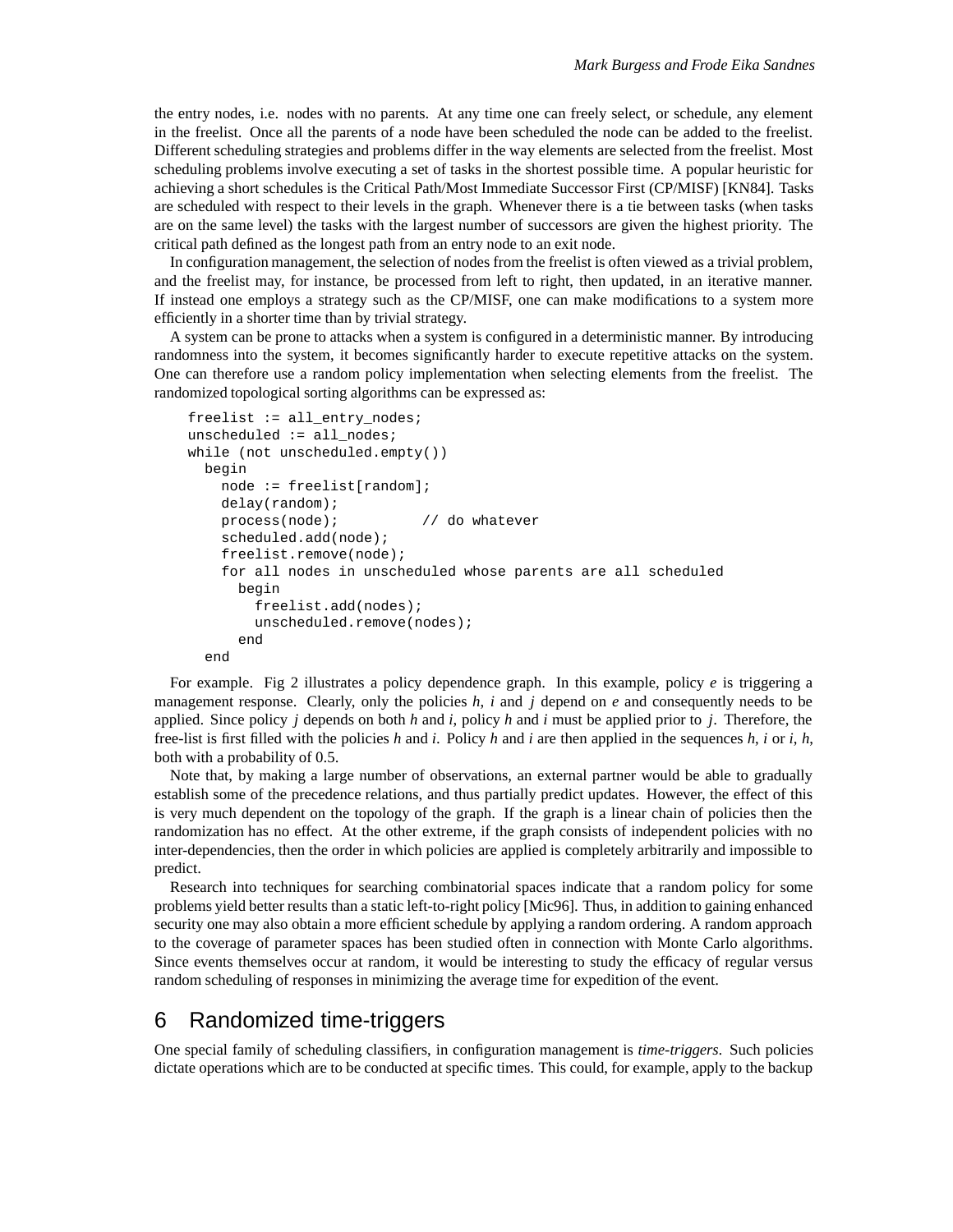the entry nodes, i.e. nodes with no parents. At any time one can freely select, or schedule, any element in the freelist. Once all the parents of a node have been scheduled the node can be added to the freelist. Different scheduling strategies and problems differ in the way elements are selected from the freelist. Most scheduling problems involve executing a set of tasks in the shortest possible time. A popular heuristic for achieving a short schedules is the Critical Path/Most Immediate Successor First (CP/MISF) [KN84]. Tasks are scheduled with respect to their levels in the graph. Whenever there is a tie between tasks (when tasks are on the same level) the tasks with the largest number of successors are given the highest priority. The critical path defined as the longest path from an entry node to an exit node.

In configuration management, the selection of nodes from the freelist is often viewed as a trivial problem, and the freelist may, for instance, be processed from left to right, then updated, in an iterative manner. If instead one employs a strategy such as the CP/MISF, one can make modifications to a system more efficiently in a shorter time than by trivial strategy.

A system can be prone to attacks when a system is configured in a deterministic manner. By introducing randomness into the system, it becomes significantly harder to execute repetitive attacks on the system. One can therefore use a random policy implementation when selecting elements from the freelist. The randomized topological sorting algorithms can be expressed as:

```
freelist := all_entry_nodes;
unscheduled := all_nodes;
while (not unscheduled.empty())
  begin
    node := freelist[random];
    delay(random);
    process(node);          // do whatever
    scheduled.add(node);
    freelist.remove(node);
    for all nodes in unscheduled whose parents are all scheduled
      begin
        freelist.add(nodes);
        unscheduled.remove(nodes);
      end
  end
```

For example. Fig 2 illustrates a policy dependence graph. In this example, policy *e* is triggering a management response. Clearly, only the policies *h*, *i* and *j* depend on *e* and consequently needs to be applied. Since policy *j* depends on both *h* and *i*, policy *h* and *i* must be applied prior to *j*. Therefore, the free-list is first filled with the policies *h* and *i*. Policy *h* and *i* are then applied in the sequences *h*, *i* or *i*, *h*, both with a probability of 0.5.

Note that, by making a large number of observations, an external partner would be able to gradually establish some of the precedence relations, and thus partially predict updates. However, the effect of this is very much dependent on the topology of the graph. If the graph is a linear chain of policies then the randomization has no effect. At the other extreme, if the graph consists of independent policies with no inter-dependencies, then the order in which policies are applied is completely arbitrarily and impossible to predict.

Research into techniques for searching combinatorial spaces indicate that a random policy for some problems yield better results than a static left-to-right policy [Mic96]. Thus, in addition to gaining enhanced security one may also obtain a more efficient schedule by applying a random ordering. A random approach to the coverage of parameter spaces has been studied often in connection with Monte Carlo algorithms. Since events themselves occur at random, it would be interesting to study the efficacy of regular versus random scheduling of responses in minimizing the average time for expedition of the event.

## 6 Randomized time-triggers

One special family of scheduling classifiers, in configuration management is *time-triggers*. Such policies dictate operations which are to be conducted at specific times. This could, for example, apply to the backup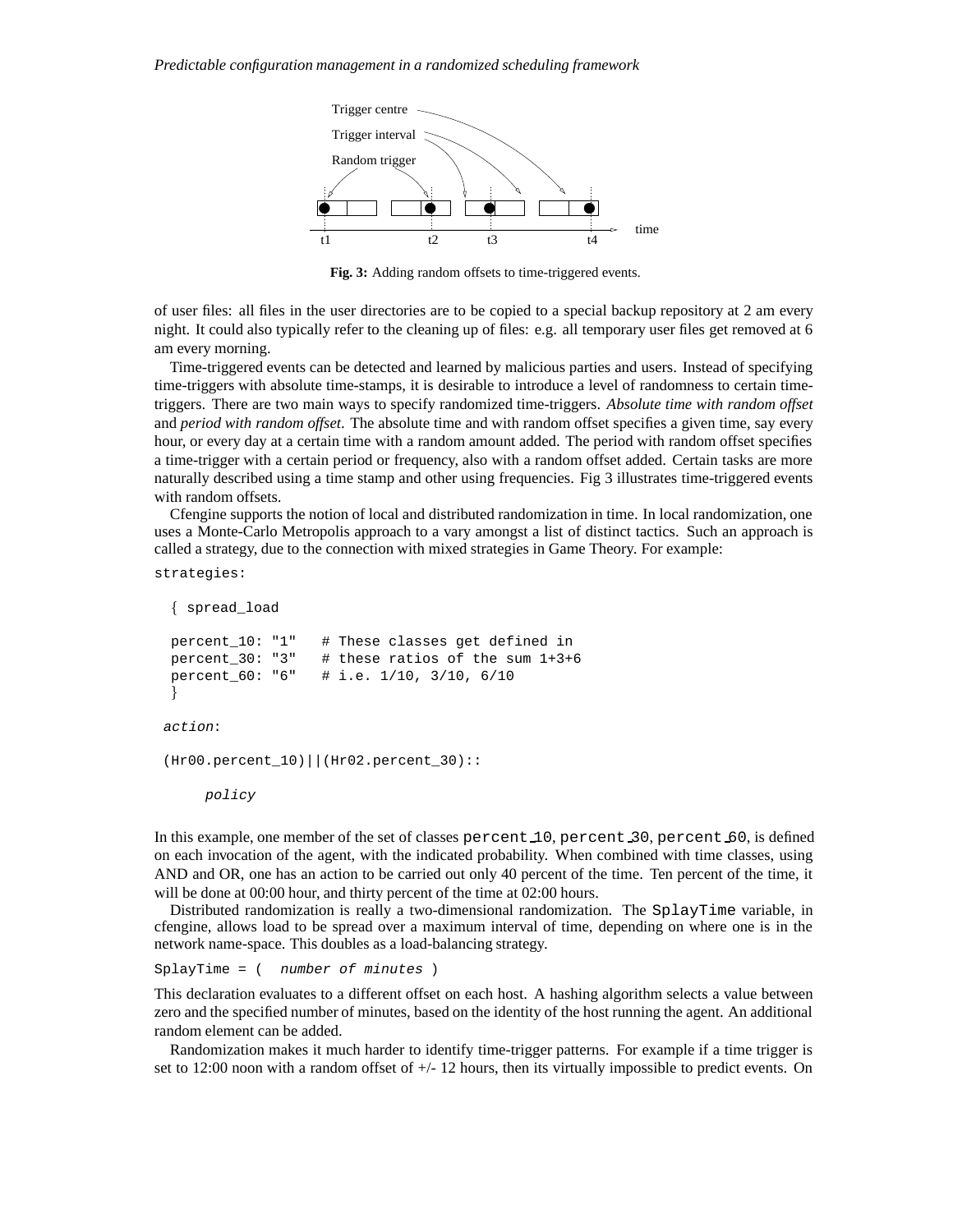Fig. 3: Adding random offsets to time-triggered events.

of user files: all files in the user directories are to be copied to a special backup repository at 2 am every night. It could also typically refer to the cleaning up of files: e.g. all temporary user files get removed at 6 am every morning.

Time-triggered events can be detected and learned by malicious parties and users. Instead of specifying time-triggers with absolute time-stamps, it is desirable to introduce a level of randomness to certain time-triggers. There are two main ways to specify randomized time-triggers. *Absolute time with random offset* and *period with random offset*. The absolute time and with random offset specifies a given time, say every hour, or every day at a certain time with a random amount added. The period with random offset specifies a time-trigger with a certain period or frequency, also with a random offset added. Certain tasks are more naturally described using a time stamp and other using frequencies. Fig 3 illustrates time-triggered events with random offsets.

Cfengine supports the notion of local and distributed randomization in time. In local randomization, one uses a Monte-Carlo Metropolis approach to a vary amongst a list of distinct tactics. Such an approach is called a strategy, due to the connection with mixed strategies in Game Theory. For example:

```
strategies:

  { spread_load

  percent_10: "1"   # These classes get defined in
  percent_30: "3"   # these ratios of the sum 1+3+6
  percent_60: "6"   # i.e. 1/10, 3/10, 6/10
  }

 action:

 (Hr00.percent_10)||(Hr02.percent_30)::

      policy
```

In this example, one member of the set of classes `percent_10`, `percent_30`, `percent_60`, is defined on each invocation of the agent, with the indicated probability. When combined with time classes, using AND and OR, one has an action to be carried out only 40 percent of the time. Ten percent of the time, it will be done at 00:00 hour, and thirty percent of the time at 02:00 hours.

Distributed randomization is really a two-dimensional randomization. The `SplayTime` variable, in cfengine, allows load to be spread over a maximum interval of time, depending on where one is in the network name-space. This doubles as a load-balancing strategy.

```
SplayTime = (  number of minutes )
```

This declaration evaluates to a different offset on each host. A hashing algorithm selects a value between zero and the specified number of minutes, based on the identity of the host running the agent. An additional random element can be added.

Randomization makes it much harder to identify time-trigger patterns. For example if a time trigger is set to 12:00 noon with a random offset of +/- 12 hours, then its virtually impossible to predict events. On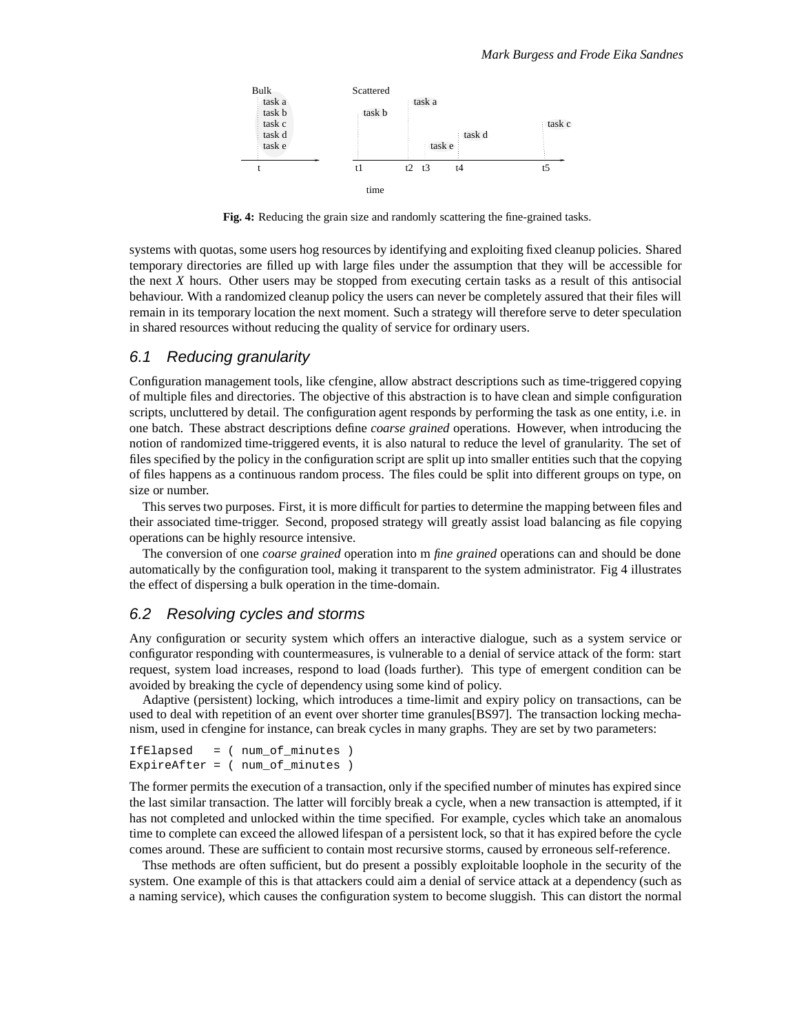Fig. 4: Reducing the grain size and randomly scattering the fine-grained tasks.

systems with quotas, some users hog resources by identifying and exploiting fixed cleanup policies. Shared temporary directories are filled up with large files under the assumption that they will be accessible for the next $X$ hours. Other users may be stopped from executing certain tasks as a result of this antisocial behaviour. With a randomized cleanup policy the users can never be completely assured that their files will remain in its temporary location the next moment. Such a strategy will therefore serve to deter speculation in shared resources without reducing the quality of service for ordinary users.

## 6.1 Reducing granularity

Configuration management tools, like cfengine, allow abstract descriptions such as time-triggered copying of multiple files and directories. The objective of this abstraction is to have clean and simple configuration scripts, uncluttered by detail. The configuration agent responds by performing the task as one entity, i.e. in one batch. These abstract descriptions define *coarse grained* operations. However, when introducing the notion of randomized time-triggered events, it is also natural to reduce the level of granularity. The set of files specified by the policy in the configuration script are split up into smaller entities such that the copying of files happens as a continuous random process. The files could be split into different groups on type, on size or number.

This serves two purposes. First, it is more difficult for parties to determine the mapping between files and their associated time-trigger. Second, proposed strategy will greatly assist load balancing as file copying operations can be highly resource intensive.

The conversion of one *coarse grained* operation into m *fine grained* operations can and should be done automatically by the configuration tool, making it transparent to the system administrator. Fig 4 illustrates the effect of dispersing a bulk operation in the time-domain.

## 6.2 Resolving cycles and storms

Any configuration or security system which offers an interactive dialogue, such as a system service or configurator responding with countermeasures, is vulnerable to a denial of service attack of the form: start request, system load increases, respond to load (loads further). This type of emergent condition can be avoided by breaking the cycle of dependency using some kind of policy.

Adaptive (persistent) locking, which introduces a time-limit and expiry policy on transactions, can be used to deal with repetition of an event over shorter time granules[BS97]. The transaction locking mechanism, used in cfengine for instance, can break cycles in many graphs. They are set by two parameters:

```
IfElapsed   = ( num_of_minutes )
ExpireAfter = ( num_of_minutes )
```

The former permits the execution of a transaction, only if the specified number of minutes has expired since the last similar transaction. The latter will forcibly break a cycle, when a new transaction is attempted, if it has not completed and unlocked within the time specified. For example, cycles which take an anomalous time to complete can exceed the allowed lifespan of a persistent lock, so that it has expired before the cycle comes around. These are sufficient to contain most recursive storms, caused by erroneous self-reference.

Thse methods are often sufficient, but do present a possibly exploitable loophole in the security of the system. One example of this is that attackers could aim a denial of service attack at a dependency (such as a naming service), which causes the configuration system to become sluggish. This can distort the normal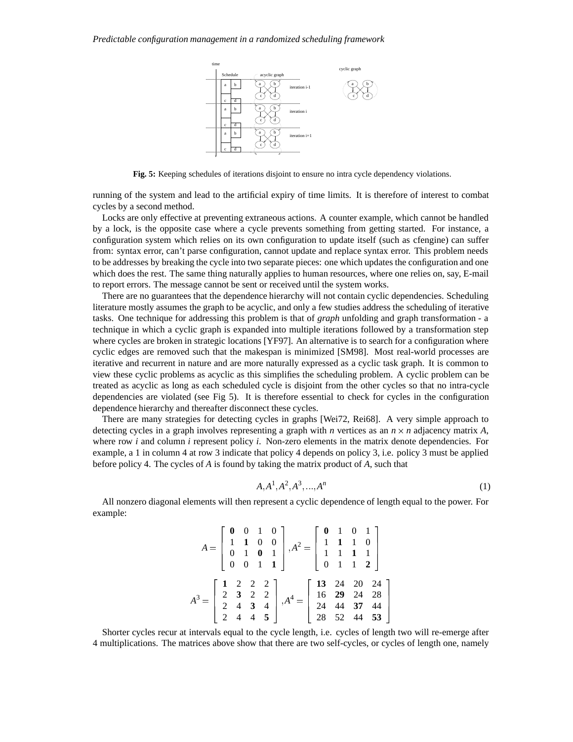Fig. 5: Keeping schedules of iterations disjoint to ensure no intra cycle dependency violations.

running of the system and lead to the artificial expiry of time limits. It is therefore of interest to combat cycles by a second method.

Locks are only effective at preventing extraneous actions. A counter example, which cannot be handled by a lock, is the opposite case where a cycle prevents something from getting started. For instance, a configuration system which relies on its own configuration to update itself (such as cfengine) can suffer from: syntax error, can't parse configuration, cannot update and replace syntax error. This problem needs to be addresses by breaking the cycle into two separate pieces: one which updates the configuration and one which does the rest. The same thing naturally applies to human resources, where one relies on, say, E-mail to report errors. The message cannot be sent or received until the system works.

There are no guarantees that the dependence hierarchy will not contain cyclic dependencies. Scheduling literature mostly assumes the graph to be acyclic, and only a few studies address the scheduling of iterative tasks. One technique for addressing this problem is that of *graph* unfolding and graph transformation - a technique in which a cyclic graph is expanded into multiple iterations followed by a transformation step where cycles are broken in strategic locations [YF97]. An alternative is to search for a configuration where cyclic edges are removed such that the makespan is minimized [SM98]. Most real-world processes are iterative and recurrent in nature and are more naturally expressed as a cyclic task graph. It is common to view these cyclic problems as acyclic as this simplifies the scheduling problem. A cyclic problem can be treated as acyclic as long as each scheduled cycle is disjoint from the other cycles so that no intra-cycle dependencies are violated (see Fig 5). It is therefore essential to check for cycles in the configuration dependence hierarchy and thereafter disconnect these cycles.

There are many strategies for detecting cycles in graphs [Wei72, Rei68]. A very simple approach to detecting cycles in a graph involves representing a graph with $n$ vertices as an $n \times n$ adjacency matrix $A$, where row $i$ and column $i$ represent policy $i$. Non-zero elements in the matrix denote dependencies. For example, a 1 in column 4 at row 3 indicate that policy 4 depends on policy 3, i.e. policy 3 must be applied before policy 4. The cycles of $A$ is found by taking the matrix product of $A$, such that

$$A, A^1, A^2, A^3, \ldots, A^n \tag{1}$$

All nonzero diagonal elements will then represent a cyclic dependence of length equal to the power. For example:

$$A = \begin{bmatrix} \mathbf{0} & 0 & 1 & 0 \\ 1 & \mathbf{1} & 0 & 0 \\ 0 & 1 & \mathbf{0} & 1 \\ 0 & 0 & 1 & \mathbf{1} \end{bmatrix}, A^2 = \begin{bmatrix} \mathbf{0} & 1 & 0 & 1 \\ 1 & \mathbf{1} & 1 & 0 \\ 1 & 1 & \mathbf{1} & 1 \\ 0 & 1 & 1 & \mathbf{2} \end{bmatrix}$$

$$A^3 = \begin{bmatrix} \mathbf{1} & 2 & 2 & 2 \\ 2 & \mathbf{3} & 2 & 2 \\ 2 & 4 & \mathbf{3} & 4 \\ 2 & 4 & 4 & \mathbf{5} \end{bmatrix}, A^4 = \begin{bmatrix} \mathbf{13} & 24 & 20 & 24 \\ 16 & \mathbf{29} & 24 & 28 \\ 24 & 44 & \mathbf{37} & 44 \\ 28 & 52 & 44 & \mathbf{53} \end{bmatrix}$$

Shorter cycles recur at intervals equal to the cycle length, i.e. cycles of length two will re-emerge after 4 multiplications. The matrices above show that there are two self-cycles, or cycles of length one, namely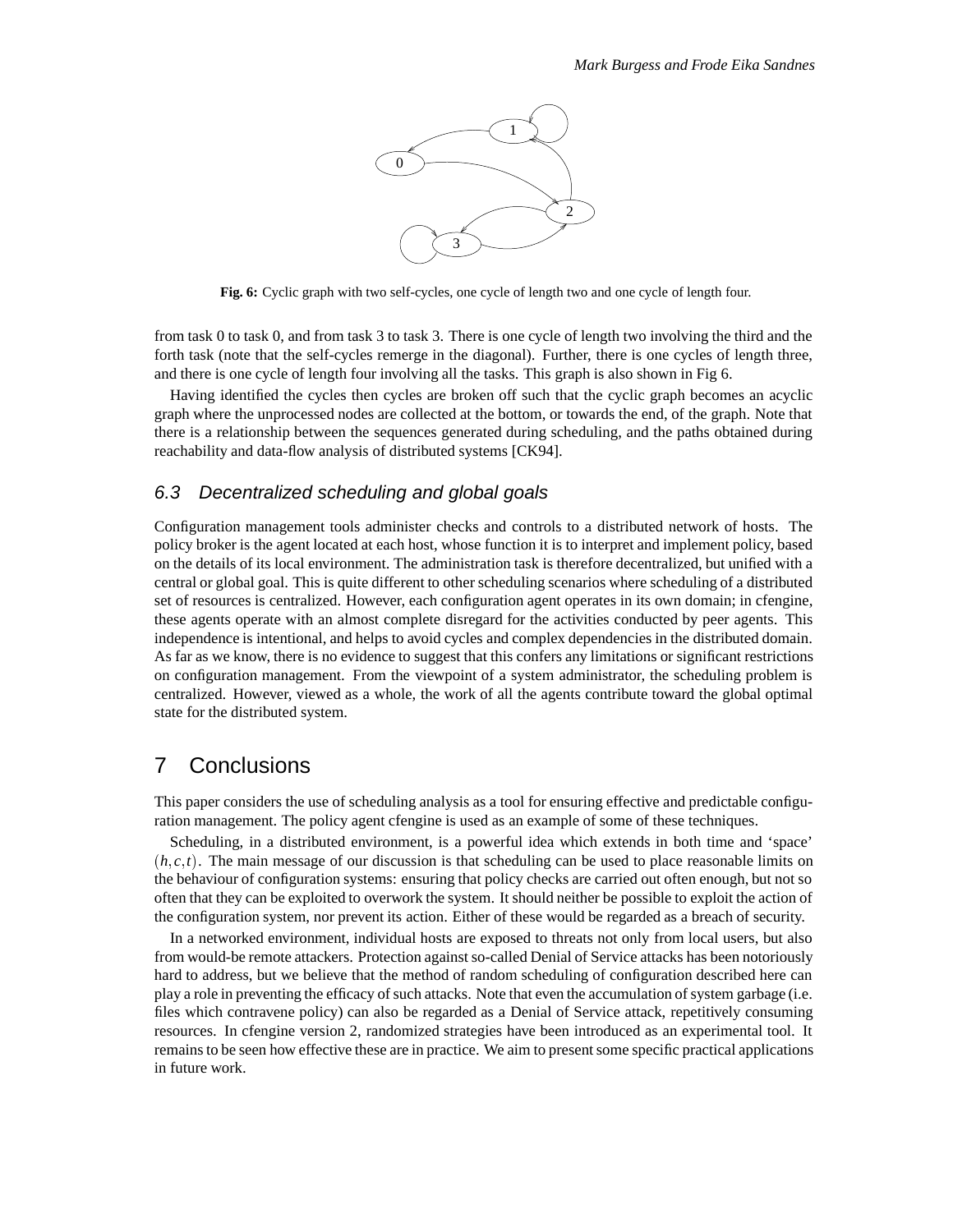Fig. 6: Cyclic graph with two self-cycles, one cycle of length two and one cycle of length four.

from task 0 to task 0, and from task 3 to task 3. There is one cycle of length two involving the third and the forth task (note that the self-cycles remerge in the diagonal). Further, there is one cycles of length three, and there is one cycle of length four involving all the tasks. This graph is also shown in Fig 6.

Having identified the cycles then cycles are broken off such that the cyclic graph becomes an acyclic graph where the unprocessed nodes are collected at the bottom, or towards the end, of the graph. Note that there is a relationship between the sequences generated during scheduling, and the paths obtained during reachability and data-flow analysis of distributed systems [CK94].

### 6.3 Decentralized scheduling and global goals

Configuration management tools administer checks and controls to a distributed network of hosts. The policy broker is the agent located at each host, whose function it is to interpret and implement policy, based on the details of its local environment. The administration task is therefore decentralized, but unified with a central or global goal. This is quite different to other scheduling scenarios where scheduling of a distributed set of resources is centralized. However, each configuration agent operates in its own domain; in cfengine, these agents operate with an almost complete disregard for the activities conducted by peer agents. This independence is intentional, and helps to avoid cycles and complex dependencies in the distributed domain. As far as we know, there is no evidence to suggest that this confers any limitations or significant restrictions on configuration management. From the viewpoint of a system administrator, the scheduling problem is centralized. However, viewed as a whole, the work of all the agents contribute toward the global optimal state for the distributed system.

## 7 Conclusions

This paper considers the use of scheduling analysis as a tool for ensuring effective and predictable configuration management. The policy agent cfengine is used as an example of some of these techniques.

Scheduling, in a distributed environment, is a powerful idea which extends in both time and 'space' $(h, c, t)$. The main message of our discussion is that scheduling can be used to place reasonable limits on the behaviour of configuration systems: ensuring that policy checks are carried out often enough, but not so often that they can be exploited to overwork the system. It should neither be possible to exploit the action of the configuration system, nor prevent its action. Either of these would be regarded as a breach of security.

In a networked environment, individual hosts are exposed to threats not only from local users, but also from would-be remote attackers. Protection against so-called Denial of Service attacks has been notoriously hard to address, but we believe that the method of random scheduling of configuration described here can play a role in preventing the efficacy of such attacks. Note that even the accumulation of system garbage (i.e. files which contravene policy) can also be regarded as a Denial of Service attack, repetitively consuming resources. In cfengine version 2, randomized strategies have been introduced as an experimental tool. It remains to be seen how effective these are in practice. We aim to present some specific practical applications in future work.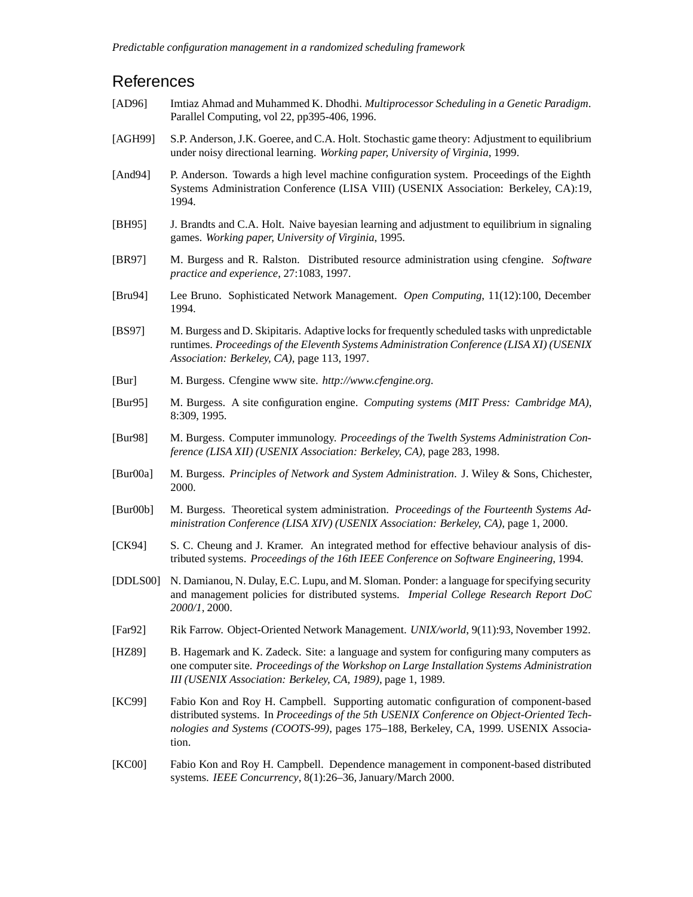# References

[AD96] Imtiaz Ahmad and Muhammed K. Dhodhi. *Multiprocessor Scheduling in a Genetic Paradigm*. Parallel Computing, vol 22, pp395-406, 1996.

[AGH99] S.P. Anderson, J.K. Goeree, and C.A. Holt. Stochastic game theory: Adjustment to equilibrium under noisy directional learning. *Working paper, University of Virginia*, 1999.

[And94] P. Anderson. Towards a high level machine configuration system. Proceedings of the Eighth Systems Administration Conference (LISA VIII) (USENIX Association: Berkeley, CA):19, 1994.

[BH95] J. Brandts and C.A. Holt. Naive bayesian learning and adjustment to equilibrium in signaling games. *Working paper, University of Virginia*, 1995.

[BR97] M. Burgess and R. Ralston. Distributed resource administration using cfengine. *Software practice and experience*, 27:1083, 1997.

[Bru94] Lee Bruno. Sophisticated Network Management. *Open Computing*, 11(12):100, December 1994.

[BS97] M. Burgess and D. Skipitaris. Adaptive locks for frequently scheduled tasks with unpredictable runtimes. *Proceedings of the Eleventh Systems Administration Conference (LISA XI) (USENIX Association: Berkeley, CA)*, page 113, 1997.

[Bur] M. Burgess. Cfengine www site. *http://www.cfengine.org*.

[Bur95] M. Burgess. A site configuration engine. *Computing systems (MIT Press: Cambridge MA)*, 8:309, 1995.

[Bur98] M. Burgess. Computer immunology. *Proceedings of the Twelth Systems Administration Conference (LISA XII) (USENIX Association: Berkeley, CA)*, page 283, 1998.

[Bur00a] M. Burgess. *Principles of Network and System Administration*. J. Wiley & Sons, Chichester, 2000.

[Bur00b] M. Burgess. Theoretical system administration. *Proceedings of the Fourteenth Systems Administration Conference (LISA XIV) (USENIX Association: Berkeley, CA)*, page 1, 2000.

[CK94] S. C. Cheung and J. Kramer. An integrated method for effective behaviour analysis of distributed systems. *Proceedings of the 16th IEEE Conference on Software Engineering*, 1994.

[DDLS00] N. Damianou, N. Dulay, E.C. Lupu, and M. Sloman. Ponder: a language for specifying security and management policies for distributed systems. *Imperial College Research Report DoC 2000/1*, 2000.

[Far92] Rik Farrow. Object-Oriented Network Management. *UNIX/world*, 9(11):93, November 1992.

[HZ89] B. Hagemark and K. Zadeck. Site: a language and system for configuring many computers as one computer site. *Proceedings of the Workshop on Large Installation Systems Administration III (USENIX Association: Berkeley, CA, 1989)*, page 1, 1989.

[KC99] Fabio Kon and Roy H. Campbell. Supporting automatic configuration of component-based distributed systems. In *Proceedings of the 5th USENIX Conference on Object-Oriented Technologies and Systems (COOTS-99)*, pages 175–188, Berkeley, CA, 1999. USENIX Association.

[KC00] Fabio Kon and Roy H. Campbell. Dependence management in component-based distributed systems. *IEEE Concurrency*, 8(1):26–36, January/March 2000.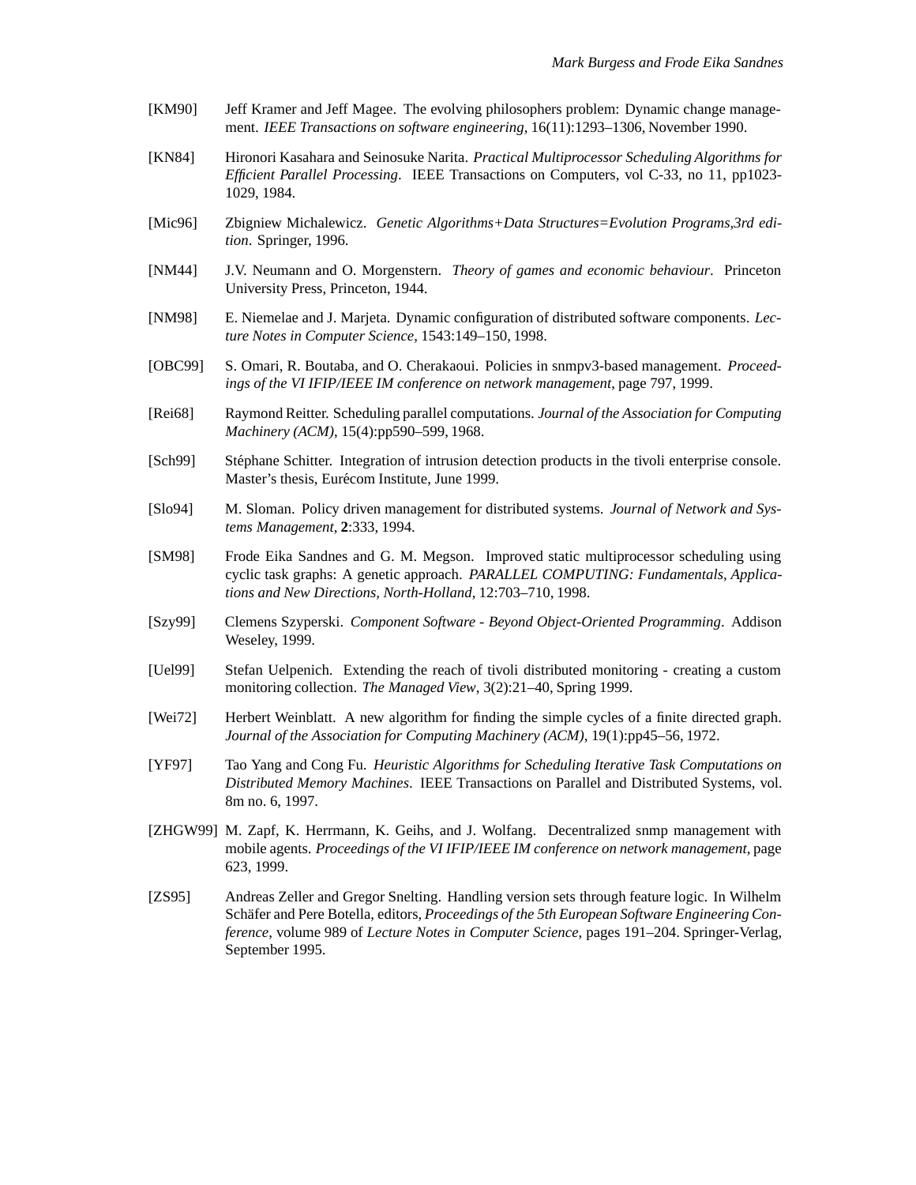[KM90] Jeff Kramer and Jeff Magee. The evolving philosophers problem: Dynamic change management. *IEEE Transactions on software engineering*, 16(11):1293–1306, November 1990.

[KN84] Hironori Kasahara and Seinosuke Narita. *Practical Multiprocessor Scheduling Algorithms for Efficient Parallel Processing*. IEEE Transactions on Computers, vol C-33, no 11, pp1023-1029, 1984.

[Mic96] Zbigniew Michalewicz. *Genetic Algorithms+Data Structures=Evolution Programs,3rd edition*. Springer, 1996.

[NM44] J.V. Neumann and O. Morgenstern. *Theory of games and economic behaviour*. Princeton University Press, Princeton, 1944.

[NM98] E. Niemelae and J. Marjeta. Dynamic configuration of distributed software components. *Lecture Notes in Computer Science*, 1543:149–150, 1998.

[OBC99] S. Omari, R. Boutaba, and O. Cherakaoui. Policies in snmpv3-based management. *Proceedings of the VI IFIP/IEEE IM conference on network management*, page 797, 1999.

[Rei68] Raymond Reitter. Scheduling parallel computations. *Journal of the Association for Computing Machinery (ACM)*, 15(4):pp590–599, 1968.

[Sch99] Stéphane Schitter. Integration of intrusion detection products in the tivoli enterprise console. Master's thesis, Eurécom Institute, June 1999.

[Slo94] M. Sloman. Policy driven management for distributed systems. *Journal of Network and Systems Management*, **2**:333, 1994.

[SM98] Frode Eika Sandnes and G. M. Megson. Improved static multiprocessor scheduling using cyclic task graphs: A genetic approach. *PARALLEL COMPUTING: Fundamentals, Applications and New Directions, North-Holland*, 12:703–710, 1998.

[Szy99] Clemens Szyperski. *Component Software - Beyond Object-Oriented Programming*. Addison Weseley, 1999.

[Uel99] Stefan Uelpenich. Extending the reach of tivoli distributed monitoring - creating a custom monitoring collection. *The Managed View*, 3(2):21–40, Spring 1999.

[Wei72] Herbert Weinblatt. A new algorithm for finding the simple cycles of a finite directed graph. *Journal of the Association for Computing Machinery (ACM)*, 19(1):pp45–56, 1972.

[YF97] Tao Yang and Cong Fu. *Heuristic Algorithms for Scheduling Iterative Task Computations on Distributed Memory Machines*. IEEE Transactions on Parallel and Distributed Systems, vol. 8m no. 6, 1997.

[ZHGW99] M. Zapf, K. Herrmann, K. Geihs, and J. Wolfang. Decentralized snmp management with mobile agents. *Proceedings of the VI IFIP/IEEE IM conference on network management*, page 623, 1999.

[ZS95] Andreas Zeller and Gregor Snelting. Handling version sets through feature logic. In Wilhelm Schäfer and Pere Botella, editors, *Proceedings of the 5th European Software Engineering Conference*, volume 989 of *Lecture Notes in Computer Science*, pages 191–204. Springer-Verlag, September 1995.